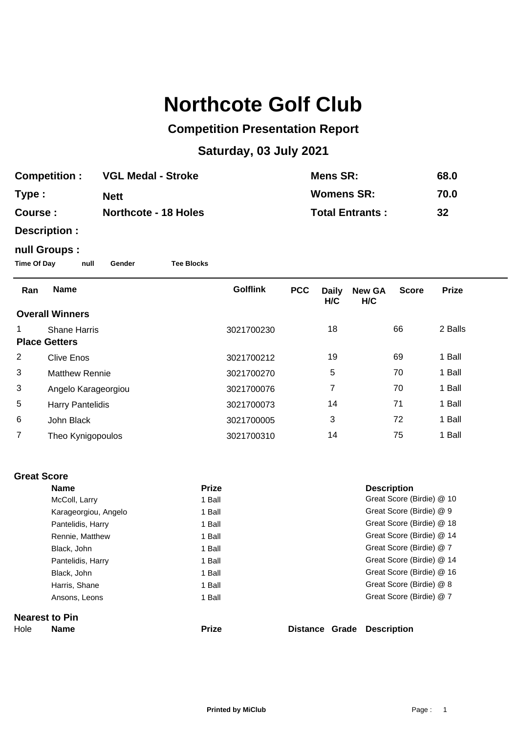# Northcote Golf Club

## Competition Presentation Report

### Saturday, 03 July 2021

| | | | |
|---|---|---|---|
| **Competition :** | **VGL Medal - Stroke** | **Mens SR:** | **68.0** |
| **Type :** | **Nett** | **Womens SR:** | **70.0** |
| **Course :** | **Northcote - 18 Holes** | **Total Entrants :** | **32** |
| **Description :** | | | |

**null Groups :**

**Time Of Day** **null** **Gender** **Tee Blocks**

| Ran | Name | Golflink | PCC | Daily H/C | New GA H/C | Score | Prize |
|---|---|---|---|---|---|---|---|
| **Overall Winners** | | | | | | | |
| 1 | Shane Harris | 3021700230 | | 18 | | 66 | 2 Balls |
| **Place Getters** | | | | | | | |
| 2 | Clive Enos | 3021700212 | | 19 | | 69 | 1 Ball |
| 3 | Matthew Rennie | 3021700270 | | 5 | | 70 | 1 Ball |
| 3 | Angelo Karageorgiou | 3021700076 | | 7 | | 70 | 1 Ball |
| 5 | Harry Pantelidis | 3021700073 | | 14 | | 71 | 1 Ball |
| 6 | John Black | 3021700005 | | 3 | | 72 | 1 Ball |
| 7 | Theo Kynigopoulos | 3021700310 | | 14 | | 75 | 1 Ball |

**Great Score**

| Name | Prize | Description |
|---|---|---|
| McColl, Larry | 1 Ball | Great Score (Birdie) @ 10 |
| Karageorgiou, Angelo | 1 Ball | Great Score (Birdie) @ 9 |
| Pantelidis, Harry | 1 Ball | Great Score (Birdie) @ 18 |
| Rennie, Matthew | 1 Ball | Great Score (Birdie) @ 14 |
| Black, John | 1 Ball | Great Score (Birdie) @ 7 |
| Pantelidis, Harry | 1 Ball | Great Score (Birdie) @ 14 |
| Black, John | 1 Ball | Great Score (Birdie) @ 16 |
| Harris, Shane | 1 Ball | Great Score (Birdie) @ 8 |
| Ansons, Leons | 1 Ball | Great Score (Birdie) @ 7 |

**Nearest to Pin**

| Hole | Name | Prize | Distance | Grade | Description |
|---|---|---|---|---|---|

Printed by MiClub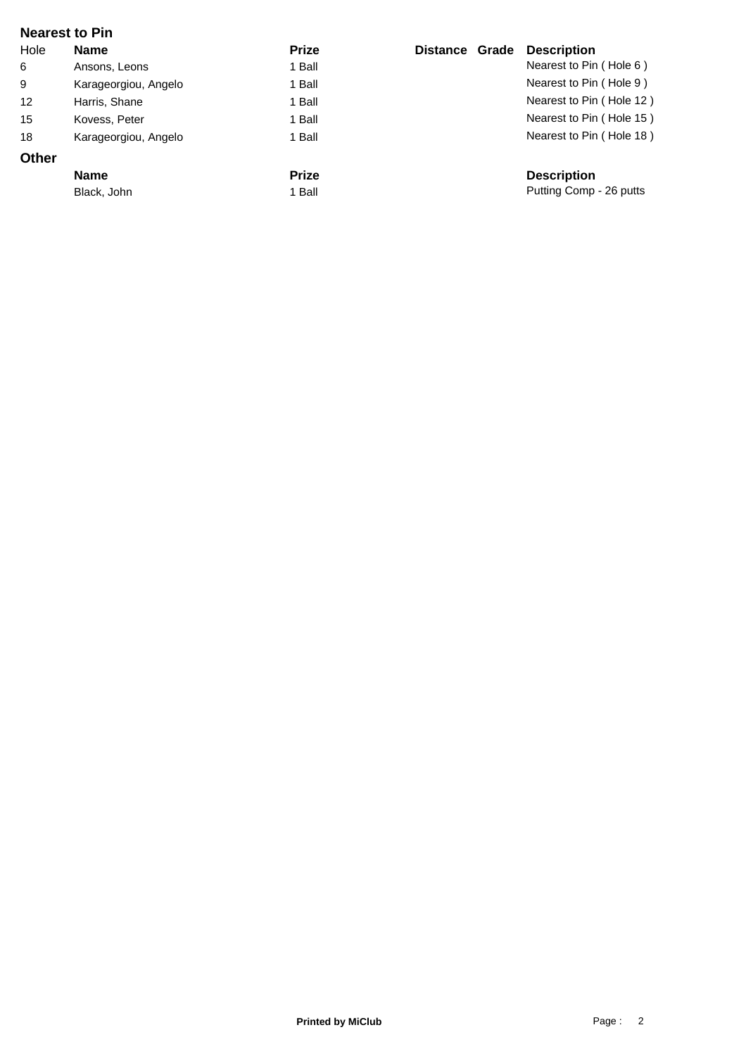## Nearest to Pin

| Hole | Name | Prize | Distance | Grade | Description |
|---|---|---|---|---|---|
| 6 | Ansons, Leons | 1 Ball | | | Nearest to Pin ( Hole 6 ) |
| 9 | Karageorgiou, Angelo | 1 Ball | | | Nearest to Pin ( Hole 9 ) |
| 12 | Harris, Shane | 1 Ball | | | Nearest to Pin ( Hole 12 ) |
| 15 | Kovess, Peter | 1 Ball | | | Nearest to Pin ( Hole 15 ) |
| 18 | Karageorgiou, Angelo | 1 Ball | | | Nearest to Pin ( Hole 18 ) |

## Other

| Name | Prize | Description |
|---|---|---|
| Black, John | 1 Ball | Putting Comp - 26 putts |

**Printed by MiClub**